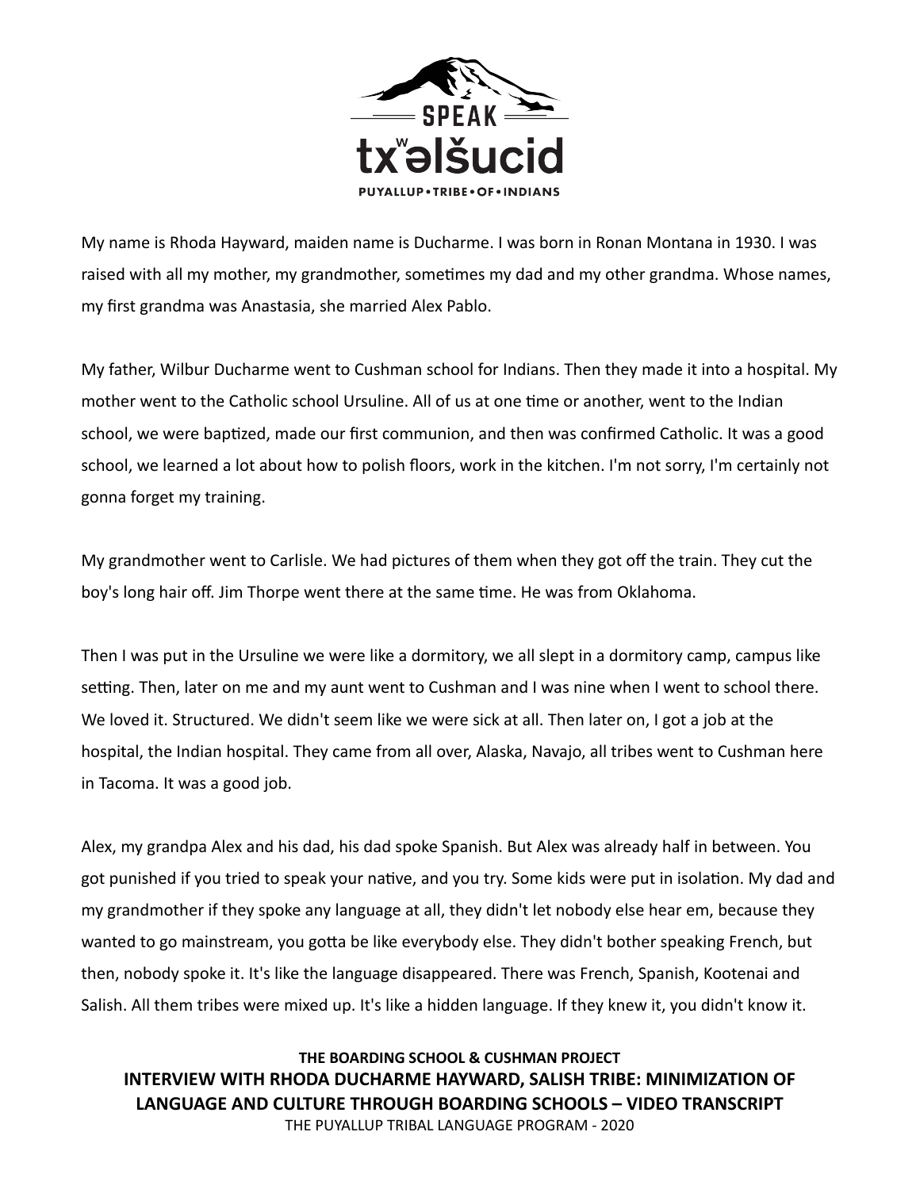My name is Rhoda Hayward, maiden name is Ducharme. I was born in Ronan Montana in 1930. I was raised with all my mother, my grandmother, sometimes my dad and my other grandma. Whose names, my first grandma was Anastasia, she married Alex Pablo.

My father, Wilbur Ducharme went to Cushman school for Indians. Then they made it into a hospital. My mother went to the Catholic school Ursuline. All of us at one time or another, went to the Indian school, we were baptized, made our first communion, and then was confirmed Catholic. It was a good school, we learned a lot about how to polish floors, work in the kitchen. I'm not sorry, I'm certainly not gonna forget my training.

My grandmother went to Carlisle. We had pictures of them when they got off the train. They cut the boy's long hair off. Jim Thorpe went there at the same time. He was from Oklahoma.

Then I was put in the Ursuline we were like a dormitory, we all slept in a dormitory camp, campus like setting. Then, later on me and my aunt went to Cushman and I was nine when I went to school there. We loved it. Structured. We didn't seem like we were sick at all. Then later on, I got a job at the hospital, the Indian hospital. They came from all over, Alaska, Navajo, all tribes went to Cushman here in Tacoma. It was a good job.

Alex, my grandpa Alex and his dad, his dad spoke Spanish. But Alex was already half in between. You got punished if you tried to speak your native, and you try. Some kids were put in isolation. My dad and my grandmother if they spoke any language at all, they didn't let nobody else hear em, because they wanted to go mainstream, you gotta be like everybody else. They didn't bother speaking French, but then, nobody spoke it. It's like the language disappeared. There was French, Spanish, Kootenai and Salish. All them tribes were mixed up. It's like a hidden language. If they knew it, you didn't know it.

**THE BOARDING SCHOOL & CUSHMAN PROJECT**

**INTERVIEW WITH RHODA DUCHARME HAYWARD, SALISH TRIBE: MINIMIZATION OF LANGUAGE AND CULTURE THROUGH BOARDING SCHOOLS – VIDEO TRANSCRIPT**

THE PUYALLUP TRIBAL LANGUAGE PROGRAM - 2020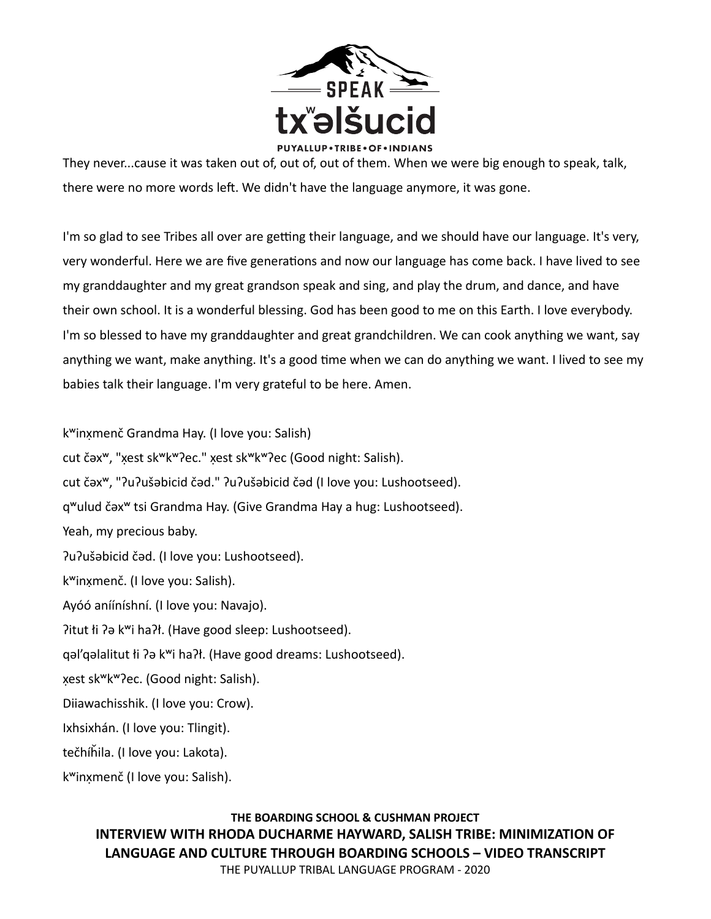They never...cause it was taken out of, out of, out of them. When we were big enough to speak, talk, there were no more words left. We didn't have the language anymore, it was gone.

I'm so glad to see Tribes all over are getting their language, and we should have our language. It's very, very wonderful. Here we are five generations and now our language has come back. I have lived to see my granddaughter and my great grandson speak and sing, and play the drum, and dance, and have their own school. It is a wonderful blessing. God has been good to me on this Earth. I love everybody. I'm so blessed to have my granddaughter and great grandchildren. We can cook anything we want, say anything we want, make anything. It's a good time when we can do anything we want. I lived to see my babies talk their language. I'm very grateful to be here. Amen.

kʷinx̣menč Grandma Hay. (I love you: Salish)
cut čəxʷ, "x̣est skʷkʷʔec." x̣est skʷkʷʔec (Good night: Salish).
cut čəxʷ, "ʔuʔušəbicid čəd." ʔuʔušəbicid čəd (I love you: Lushootseed).
qʷulud čəxʷ tsi Grandma Hay. (Give Grandma Hay a hug: Lushootseed).
Yeah, my precious baby.
ʔuʔušəbicid čəd. (I love you: Lushootseed).
kʷinx̣menč. (I love you: Salish).
Ayóó aníínísh­ní. (I love you: Navajo).
ʔitut łi ʔə kʷi haʔł. (Have good sleep: Lushootseed).
qəl'qəlalitut łi ʔə kʷi haʔł. (Have good dreams: Lushootseed).
x̣est skʷkʷʔec. (Good night: Salish).
Diiawachisshik. (I love you: Crow).
Ixhsixhán. (I love you: Tlingit).
tečhíȟila. (I love you: Lakota).
kʷinx̣menč (I love you: Salish).